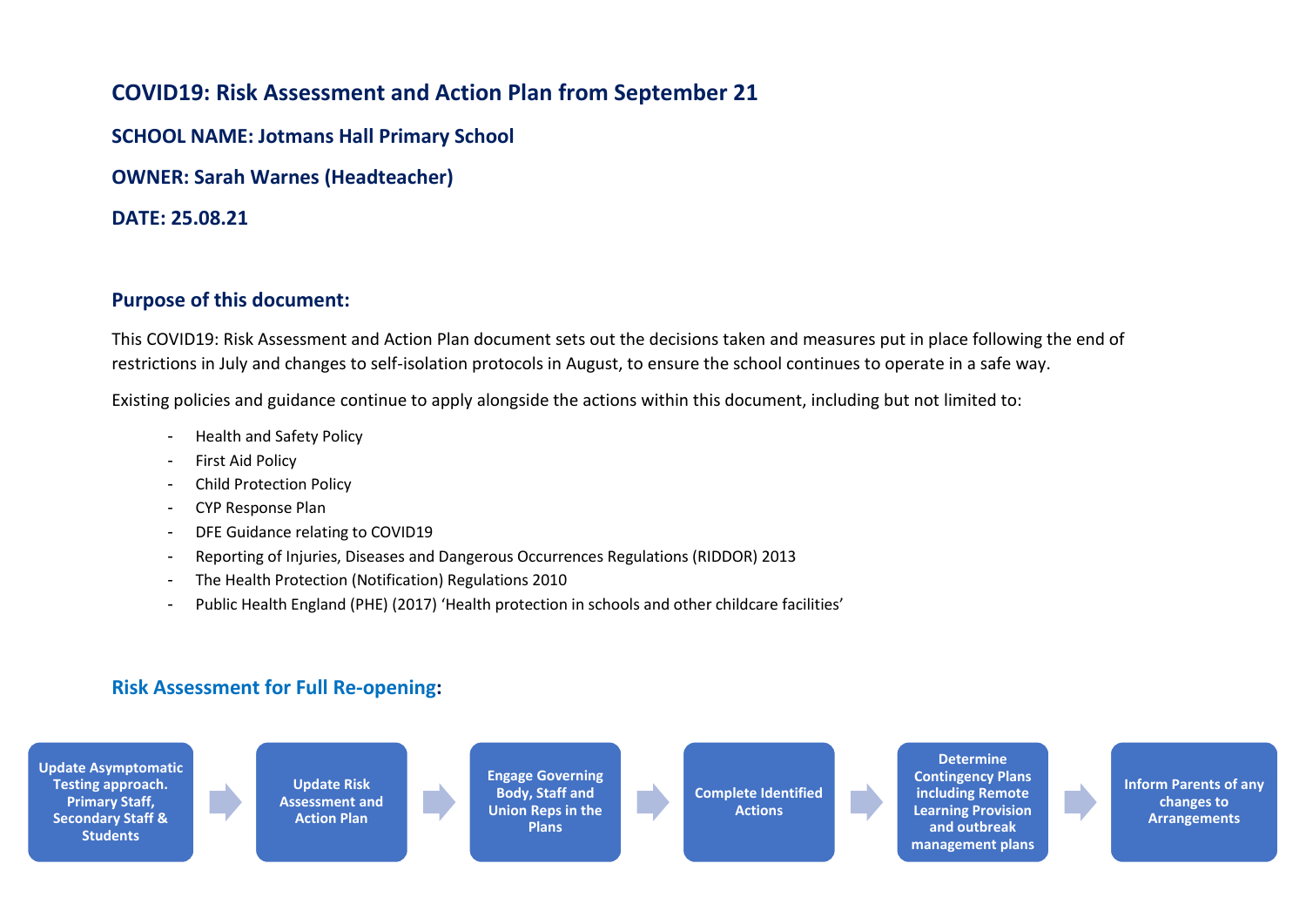# COVID19: Risk Assessment and Action Plan from September 21

**SCHOOL NAME: Jotmans Hall Primary School**

**OWNER: Sarah Warnes (Headteacher)**

**DATE: 25.08.21**

## Purpose of this document:

This COVID19: Risk Assessment and Action Plan document sets out the decisions taken and measures put in place following the end of restrictions in July and changes to self-isolation protocols in August, to ensure the school continues to operate in a safe way.

Existing policies and guidance continue to apply alongside the actions within this document, including but not limited to:

- Health and Safety Policy
- First Aid Policy
- Child Protection Policy
- CYP Response Plan
- DFE Guidance relating to COVID19
- Reporting of Injuries, Diseases and Dangerous Occurrences Regulations (RIDDOR) 2013
- The Health Protection (Notification) Regulations 2010
- Public Health England (PHE) (2017) 'Health protection in schools and other childcare facilities'

## Risk Assessment for Full Re-opening:

**Update Asymptomatic Testing approach. Primary Staff, Secondary Staff & Students** → **Update Risk Assessment and Action Plan** → **Engage Governing Body, Staff and Union Reps in the Plans** → **Complete Identified Actions** → **Determine Contingency Plans including Remote Learning Provision and outbreak management plans** → **Inform Parents of any changes to Arrangements**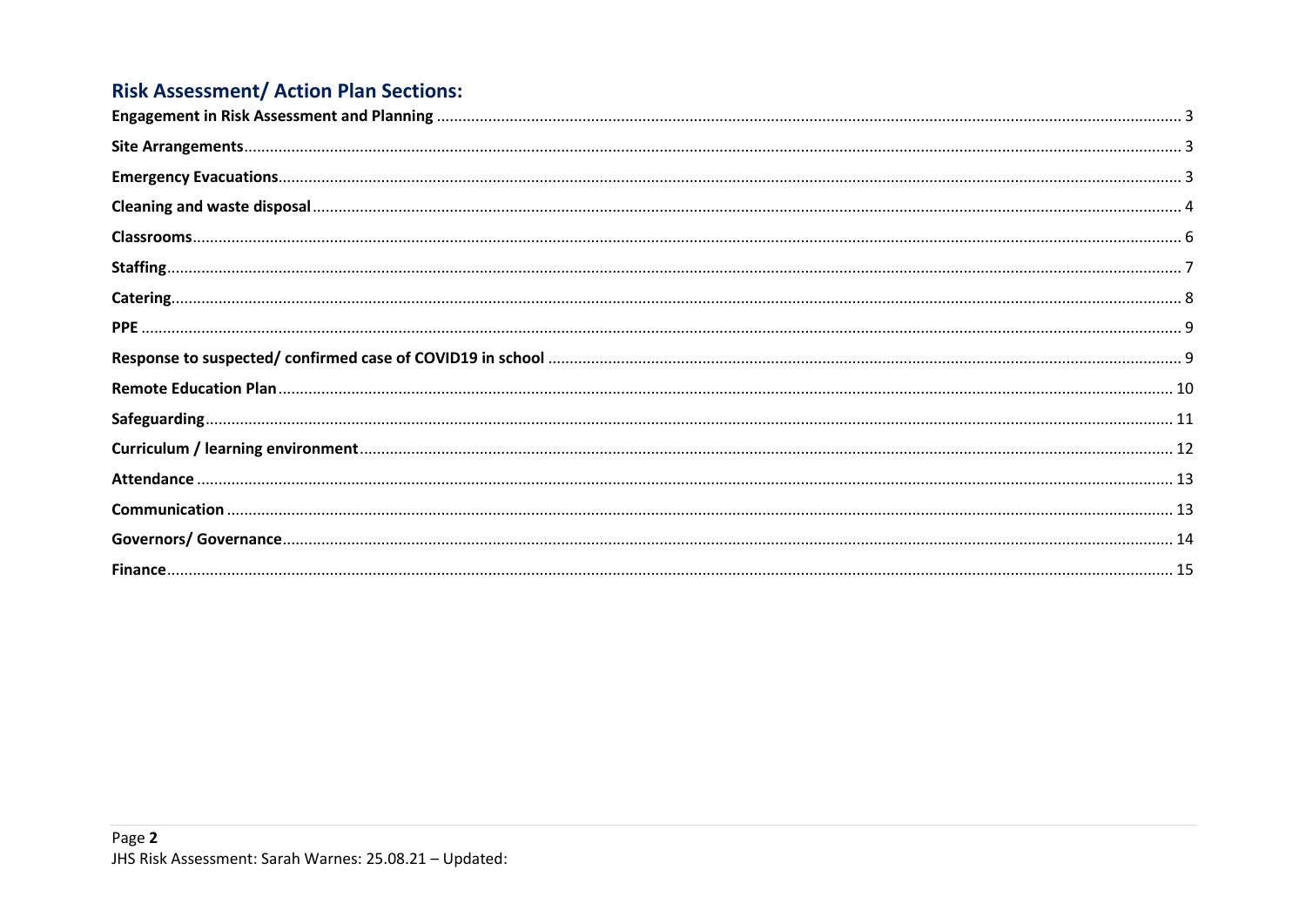## Risk Assessment/ Action Plan Sections:

**Engagement in Risk Assessment and Planning** ........ 3
**Site Arrangements** ........ 3
**Emergency Evacuations** ........ 3
**Cleaning and waste disposal** ........ 4
**Classrooms** ........ 6
**Staffing** ........ 7
**Catering** ........ 8
**PPE** ........ 9
**Response to suspected/ confirmed case of COVID19 in school** ........ 9
**Remote Education Plan** ........ 10
**Safeguarding** ........ 11
**Curriculum / learning environment** ........ 12
**Attendance** ........ 13
**Communication** ........ 13
**Governors/ Governance** ........ 14
**Finance** ........ 15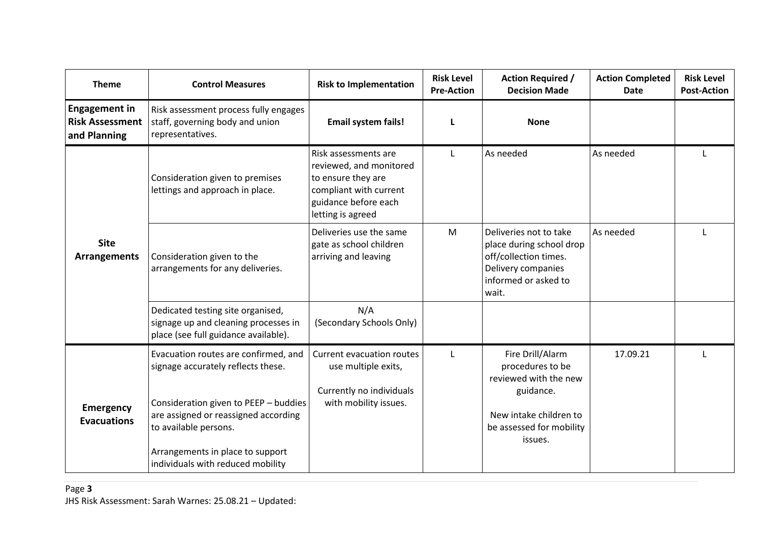| Theme | Control Measures | Risk to Implementation | Risk Level Pre-Action | Action Required / Decision Made | Action Completed Date | Risk Level Post-Action |
|---|---|---|---|---|---|---|
| **Engagement in Risk Assessment and Planning** | Risk assessment process fully engages staff, governing body and union representatives. | **Email system fails!** | **L** | **None** | | |
| **Site Arrangements** | Consideration given to premises lettings and approach in place. | Risk assessments are reviewed, and monitored to ensure they are compliant with current guidance before each letting is agreed | L | As needed | As needed | L |
| | Consideration given to the arrangements for any deliveries. | Deliveries use the same gate as school children arriving and leaving | M | Deliveries not to take place during school drop off/collection times. Delivery companies informed or asked to wait. | As needed | L |
| | Dedicated testing site organised, signage up and cleaning processes in place (see full guidance available). | N/A (Secondary Schools Only) | | | | |
| **Emergency Evacuations** | Evacuation routes are confirmed, and signage accurately reflects these.<br><br>Consideration given to PEEP – buddies are assigned or reassigned according to available persons.<br><br>Arrangements in place to support individuals with reduced mobility | Current evacuation routes use multiple exits,<br><br>Currently no individuals with mobility issues. | L | Fire Drill/Alarm procedures to be reviewed with the new guidance.<br><br>New intake children to be assessed for mobility issues. | 17.09.21 | L |

JHS Risk Assessment: Sarah Warnes: 25.08.21 – Updated: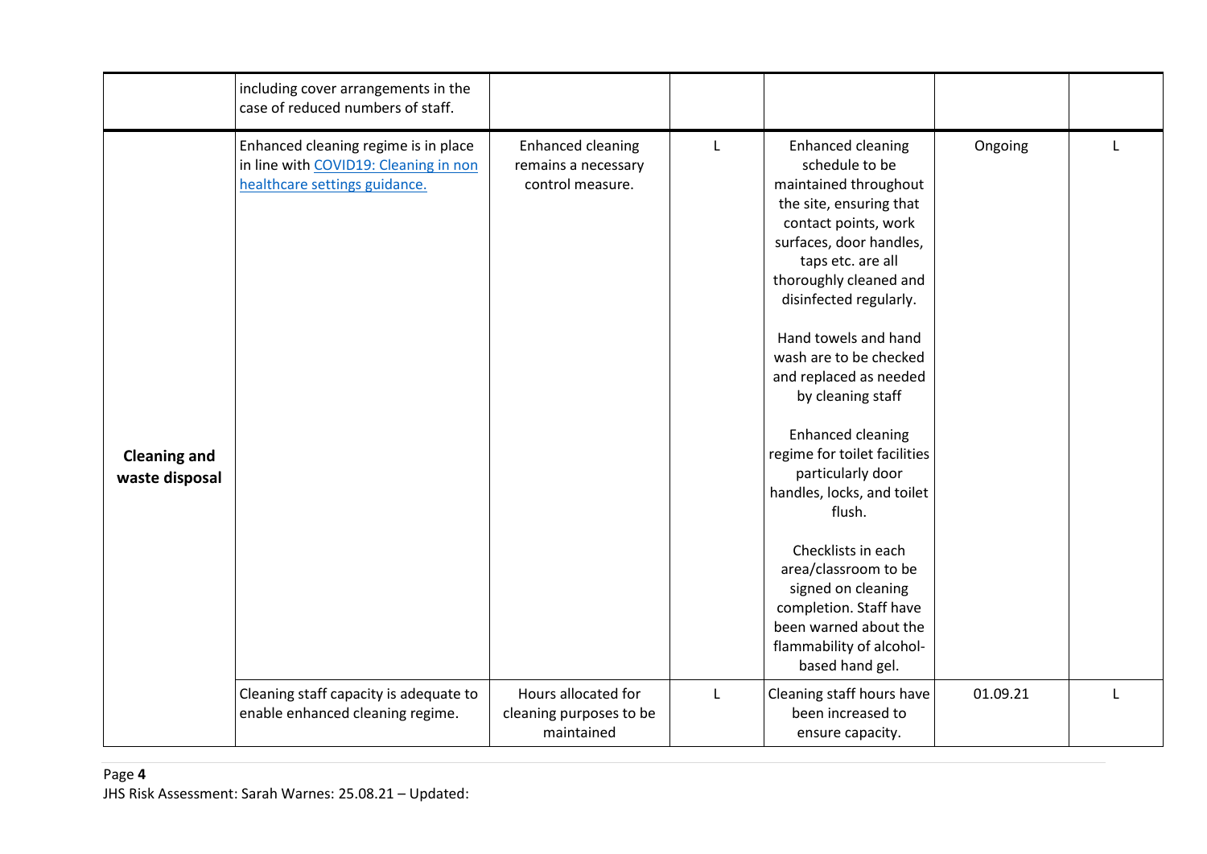| | | | | | | |
|---|---|---|---|---|---|---|
| | including cover arrangements in the case of reduced numbers of staff. | | | | | |
| **Cleaning and waste disposal** | Enhanced cleaning regime is in place in line with [COVID19: Cleaning in non healthcare settings guidance.]() | Enhanced cleaning remains a necessary control measure. | L | Enhanced cleaning schedule to be maintained throughout the site, ensuring that contact points, work surfaces, door handles, taps etc. are all thoroughly cleaned and disinfected regularly.<br><br>Hand towels and hand wash are to be checked and replaced as needed by cleaning staff<br><br>Enhanced cleaning regime for toilet facilities particularly door handles, locks, and toilet flush.<br><br>Checklists in each area/classroom to be signed on cleaning completion. Staff have been warned about the flammability of alcohol-based hand gel. | Ongoing | L |
| | Cleaning staff capacity is adequate to enable enhanced cleaning regime. | Hours allocated for cleaning purposes to be maintained | L | Cleaning staff hours have been increased to ensure capacity. | 01.09.21 | L |

JHS Risk Assessment: Sarah Warnes: 25.08.21 – Updated: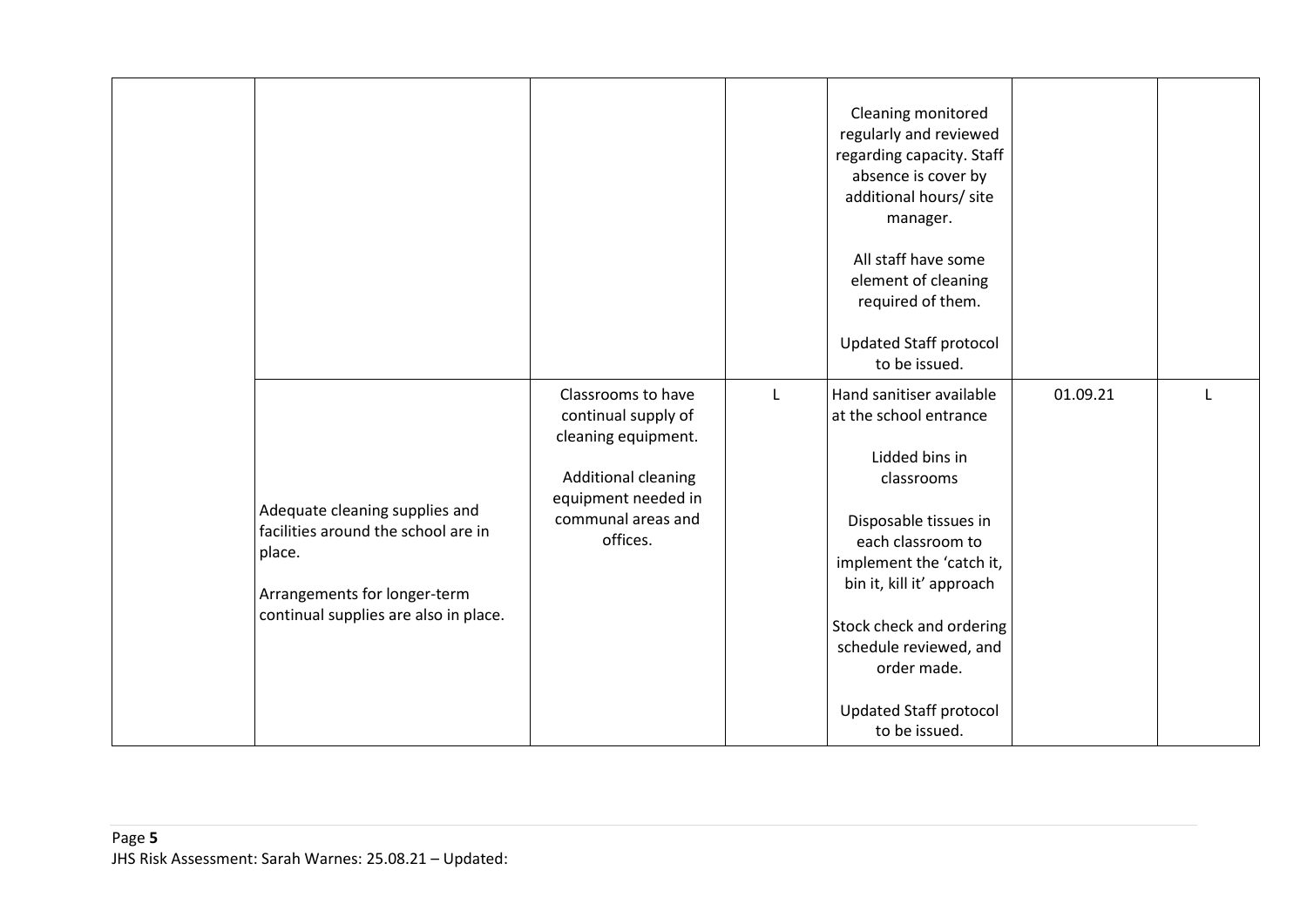| | | | | | | |
|---|---|---|---|---|---|---|
| | | | | Cleaning monitored regularly and reviewed regarding capacity. Staff absence is cover by additional hours/ site manager.<br><br>All staff have some element of cleaning required of them.<br><br>Updated Staff protocol to be issued. | | |
| | Adequate cleaning supplies and facilities around the school are in place.<br><br>Arrangements for longer-term continual supplies are also in place. | Classrooms to have continual supply of cleaning equipment.<br><br>Additional cleaning equipment needed in communal areas and offices. | L | Hand sanitiser available at the school entrance<br><br>Lidded bins in classrooms<br><br>Disposable tissues in each classroom to implement the 'catch it, bin it, kill it' approach<br><br>Stock check and ordering schedule reviewed, and order made.<br><br>Updated Staff protocol to be issued. | 01.09.21 | L |

JHS Risk Assessment: Sarah Warnes: 25.08.21 – Updated: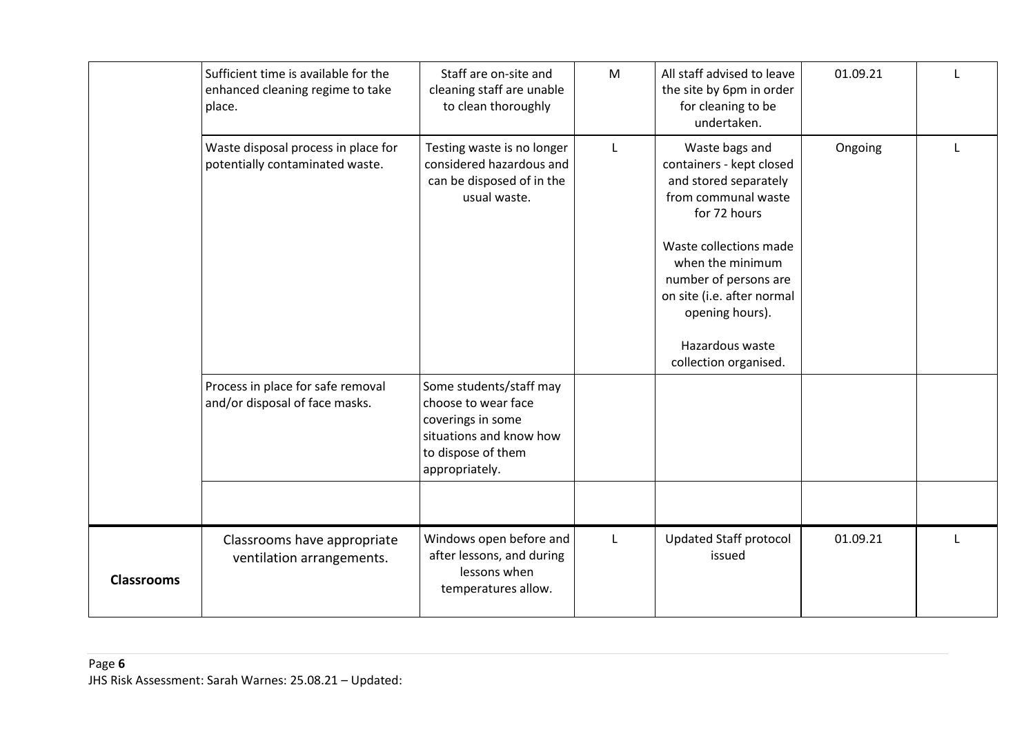| | | | | | | |
|---|---|---|---|---|---|---|
| | Sufficient time is available for the enhanced cleaning regime to take place. | Staff are on-site and cleaning staff are unable to clean thoroughly | M | All staff advised to leave the site by 6pm in order for cleaning to be undertaken. | 01.09.21 | L |
| | Waste disposal process in place for potentially contaminated waste. | Testing waste is no longer considered hazardous and can be disposed of in the usual waste. | L | Waste bags and containers - kept closed and stored separately from communal waste for 72 hours<br><br>Waste collections made when the minimum number of persons are on site (i.e. after normal opening hours).<br><br>Hazardous waste collection organised. | Ongoing | L |
| | Process in place for safe removal and/or disposal of face masks. | Some students/staff may choose to wear face coverings in some situations and know how to dispose of them appropriately. | | | | |
| | | | | | | |
| **Classrooms** | Classrooms have appropriate ventilation arrangements. | Windows open before and after lessons, and during lessons when temperatures allow. | L | Updated Staff protocol issued | 01.09.21 | L |

JHS Risk Assessment: Sarah Warnes: 25.08.21 – Updated: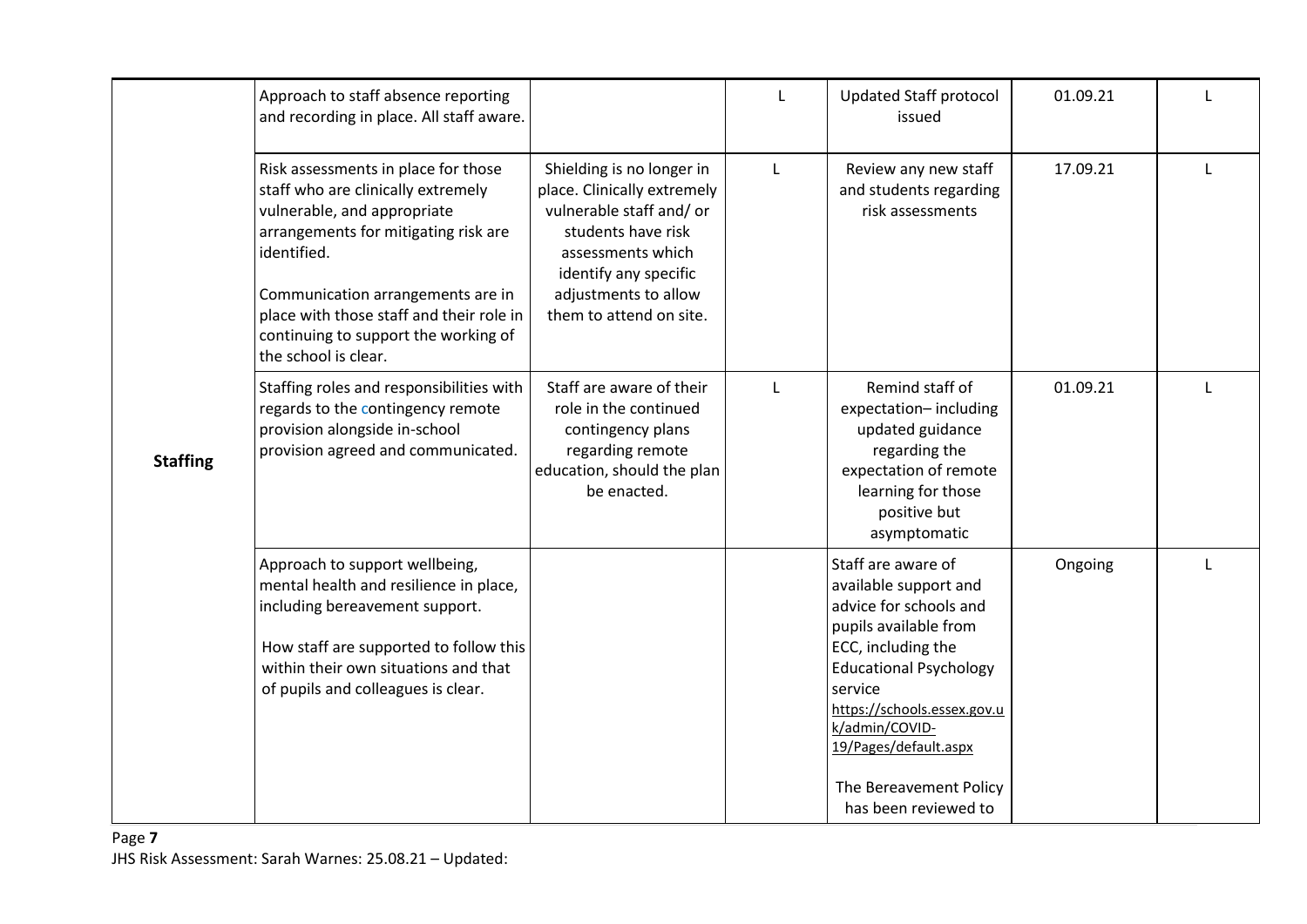| | | | | | | |
|---|---|---|---|---|---|---|
| **Staffing** | Approach to staff absence reporting and recording in place. All staff aware. | | L | Updated Staff protocol issued | 01.09.21 | L |
| | Risk assessments in place for those staff who are clinically extremely vulnerable, and appropriate arrangements for mitigating risk are identified.<br><br>Communication arrangements are in place with those staff and their role in continuing to support the working of the school is clear. | Shielding is no longer in place. Clinically extremely vulnerable staff and/ or students have risk assessments which identify any specific adjustments to allow them to attend on site. | L | Review any new staff and students regarding risk assessments | 17.09.21 | L |
| | Staffing roles and responsibilities with regards to the contingency remote provision alongside in-school provision agreed and communicated. | Staff are aware of their role in the continued contingency plans regarding remote education, should the plan be enacted. | L | Remind staff of expectation– including updated guidance regarding the expectation of remote learning for those positive but asymptomatic | 01.09.21 | L |
| | Approach to support wellbeing, mental health and resilience in place, including bereavement support.<br><br>How staff are supported to follow this within their own situations and that of pupils and colleagues is clear. | | | Staff are aware of available support and advice for schools and pupils available from ECC, including the Educational Psychology service https://schools.essex.gov.uk/admin/COVID-19/Pages/default.aspx<br><br>The Bereavement Policy has been reviewed to | Ongoing | L |

JHS Risk Assessment: Sarah Warnes: 25.08.21 – Updated: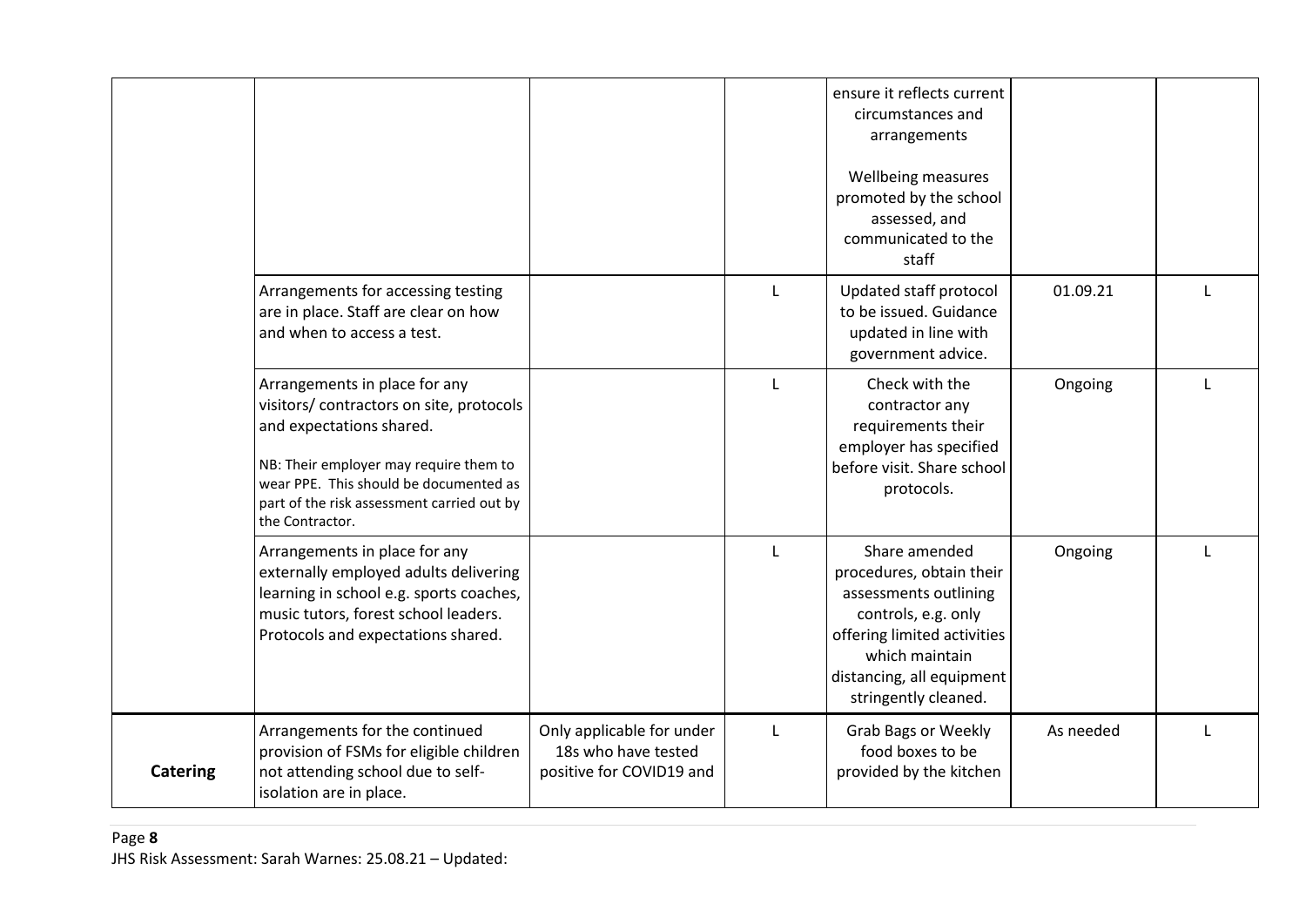| | | | | | | |
|---|---|---|---|---|---|---|
| | | | | ensure it reflects current circumstances and arrangements<br><br>Wellbeing measures promoted by the school assessed, and communicated to the staff | | |
| | Arrangements for accessing testing are in place. Staff are clear on how and when to access a test. | | L | Updated staff protocol to be issued. Guidance updated in line with government advice. | 01.09.21 | L |
| | Arrangements in place for any visitors/ contractors on site, protocols and expectations shared.<br><br>NB: Their employer may require them to wear PPE. This should be documented as part of the risk assessment carried out by the Contractor. | | L | Check with the contractor any requirements their employer has specified before visit. Share school protocols. | Ongoing | L |
| | Arrangements in place for any externally employed adults delivering learning in school e.g. sports coaches, music tutors, forest school leaders. Protocols and expectations shared. | | L | Share amended procedures, obtain their assessments outlining controls, e.g. only offering limited activities which maintain distancing, all equipment stringently cleaned. | Ongoing | L |
| **Catering** | Arrangements for the continued provision of FSMs for eligible children not attending school due to self-isolation are in place. | Only applicable for under 18s who have tested positive for COVID19 and | L | Grab Bags or Weekly food boxes to be provided by the kitchen | As needed | L |

JHS Risk Assessment: Sarah Warnes: 25.08.21 – Updated: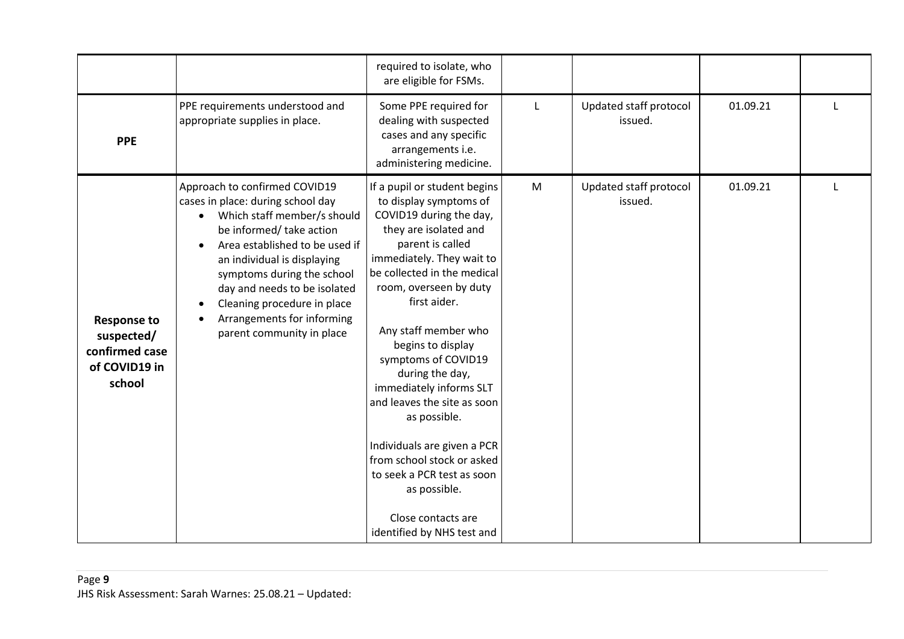| | | required to isolate, who are eligible for FSMs. | | | | |
|---|---|---|---|---|---|---|
| **PPE** | PPE requirements understood and appropriate supplies in place. | Some PPE required for dealing with suspected cases and any specific arrangements i.e. administering medicine. | L | Updated staff protocol issued. | 01.09.21 | L |
| **Response to suspected/ confirmed case of COVID19 in school** | Approach to confirmed COVID19 cases in place: during school day<br>• Which staff member/s should be informed/ take action<br>• Area established to be used if an individual is displaying symptoms during the school day and needs to be isolated<br>• Cleaning procedure in place<br>• Arrangements for informing parent community in place | If a pupil or student begins to display symptoms of COVID19 during the day, they are isolated and parent is called immediately. They wait to be collected in the medical room, overseen by duty first aider.<br><br>Any staff member who begins to display symptoms of COVID19 during the day, immediately informs SLT and leaves the site as soon as possible.<br><br>Individuals are given a PCR from school stock or asked to seek a PCR test as soon as possible.<br><br>Close contacts are identified by NHS test and | M | Updated staff protocol issued. | 01.09.21 | L |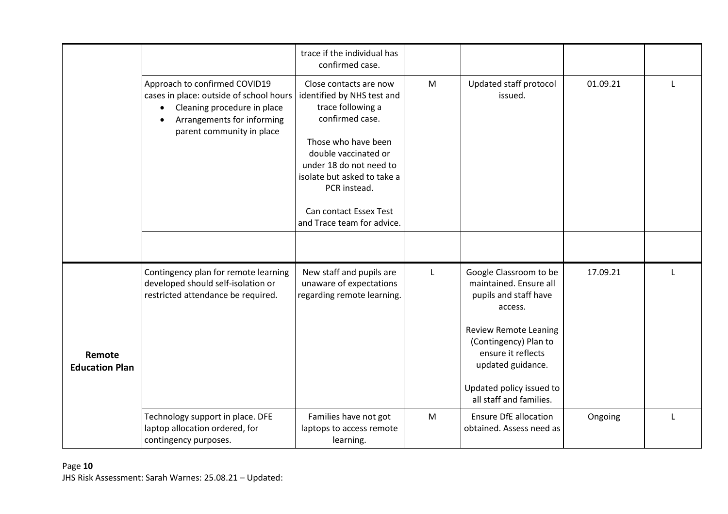| | | | | | | |
|---|---|---|---|---|---|---|
| | | trace if the individual has confirmed case. | | | | |
| | Approach to confirmed COVID19 cases in place: outside of school hours<br>• Cleaning procedure in place<br>• Arrangements for informing parent community in place | Close contacts are now identified by NHS test and trace following a confirmed case.<br><br>Those who have been double vaccinated or under 18 do not need to isolate but asked to take a PCR instead.<br><br>Can contact Essex Test and Trace team for advice. | M | Updated staff protocol issued. | 01.09.21 | L |
| | | | | | | |
| **Remote Education Plan** | Contingency plan for remote learning developed should self-isolation or restricted attendance be required. | New staff and pupils are unaware of expectations regarding remote learning. | L | Google Classroom to be maintained. Ensure all pupils and staff have access.<br><br>Review Remote Leaning (Contingency) Plan to ensure it reflects updated guidance.<br><br>Updated policy issued to all staff and families. | 17.09.21 | L |
| | Technology support in place. DFE laptop allocation ordered, for contingency purposes. | Families have not got laptops to access remote learning. | M | Ensure DfE allocation obtained. Assess need as | Ongoing | L |

JHS Risk Assessment: Sarah Warnes: 25.08.21 – Updated: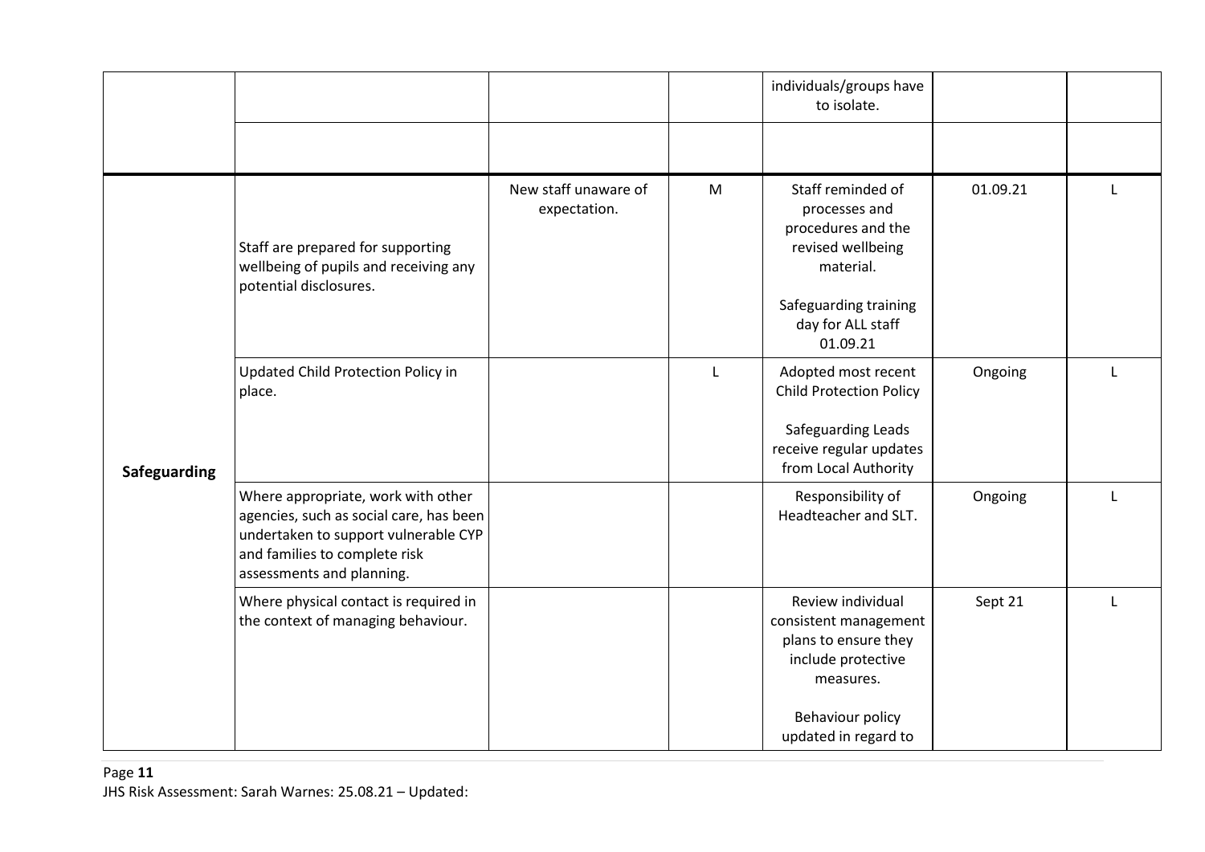| | | | | | | |
|---|---|---|---|---|---|---|
| | | | | individuals/groups have to isolate. | | |
| | | | | | | |
| **Safeguarding** | Staff are prepared for supporting wellbeing of pupils and receiving any potential disclosures. | New staff unaware of expectation. | M | Staff reminded of processes and procedures and the revised wellbeing material. Safeguarding training day for ALL staff 01.09.21 | 01.09.21 | L |
| | Updated Child Protection Policy in place. | | L | Adopted most recent Child Protection Policy Safeguarding Leads receive regular updates from Local Authority | Ongoing | L |
| | Where appropriate, work with other agencies, such as social care, has been undertaken to support vulnerable CYP and families to complete risk assessments and planning. | | | Responsibility of Headteacher and SLT. | Ongoing | L |
| | Where physical contact is required in the context of managing behaviour. | | | Review individual consistent management plans to ensure they include protective measures. Behaviour policy updated in regard to | Sept 21 | L |

JHS Risk Assessment: Sarah Warnes: 25.08.21 – Updated: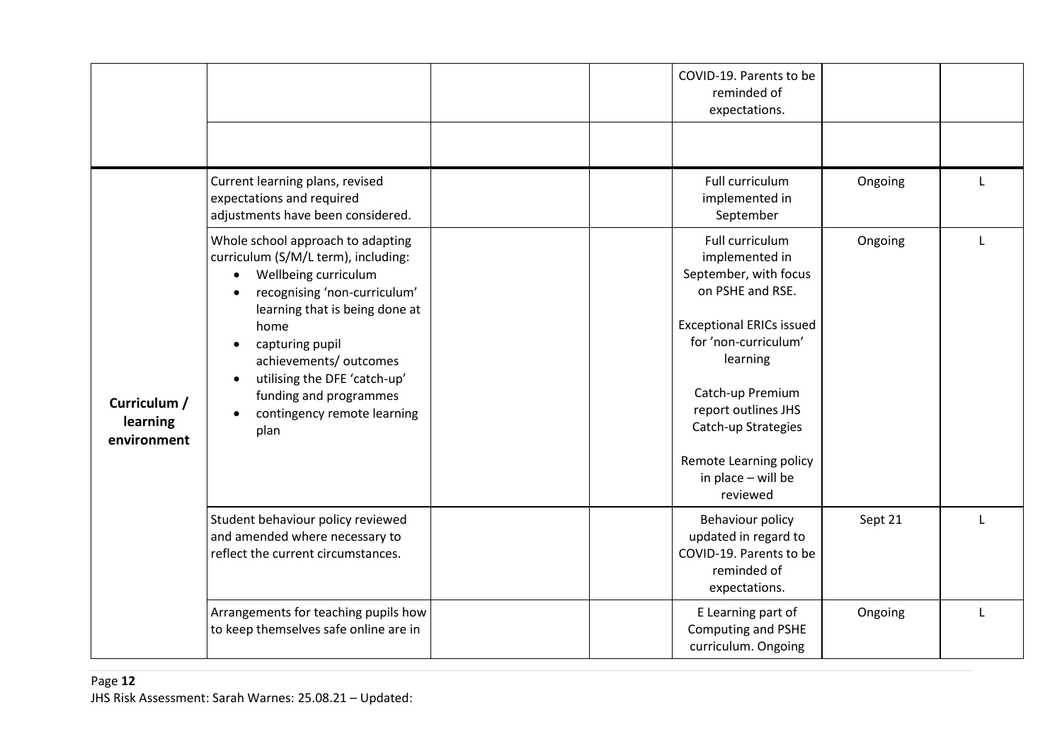| | | | | | | |
|---|---|---|---|---|---|---|
| | | | | COVID-19. Parents to be reminded of expectations. | | |
| | | | | | | |
| Curriculum / learning environment | Current learning plans, revised expectations and required adjustments have been considered. | | | Full curriculum implemented in September | Ongoing | L |
| | Whole school approach to adapting curriculum (S/M/L term), including:<br>• Wellbeing curriculum<br>• recognising 'non-curriculum' learning that is being done at home<br>• capturing pupil achievements/ outcomes<br>• utilising the DFE 'catch-up' funding and programmes<br>• contingency remote learning plan | | | Full curriculum implemented in September, with focus on PSHE and RSE.<br><br>Exceptional ERICs issued for 'non-curriculum' learning<br><br>Catch-up Premium report outlines JHS Catch-up Strategies<br><br>Remote Learning policy in place – will be reviewed | Ongoing | L |
| | Student behaviour policy reviewed and amended where necessary to reflect the current circumstances. | | | Behaviour policy updated in regard to COVID-19. Parents to be reminded of expectations. | Sept 21 | L |
| | Arrangements for teaching pupils how to keep themselves safe online are in | | | E Learning part of Computing and PSHE curriculum. Ongoing | Ongoing | L |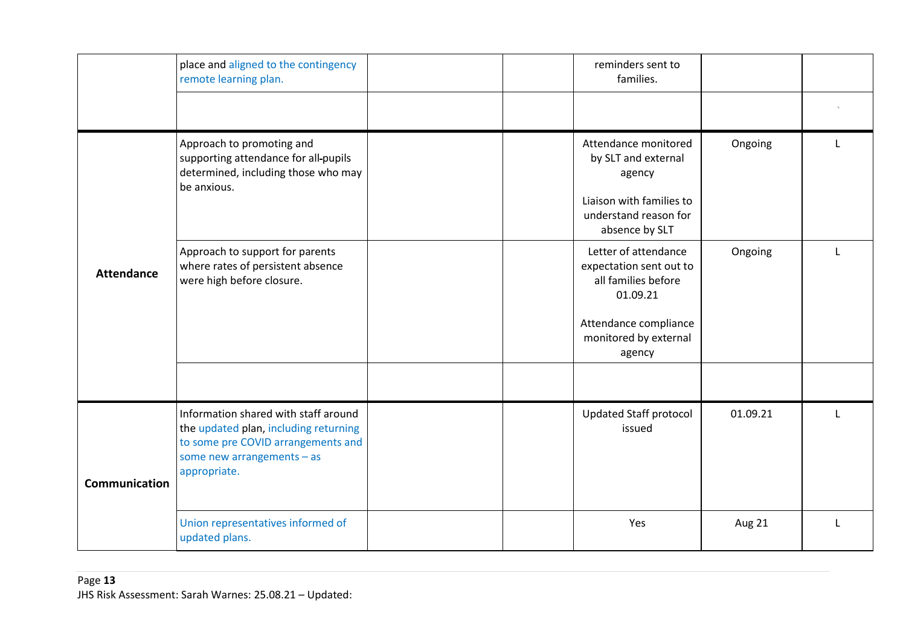| | | | | | | |
|---|---|---|---|---|---|---|
| | place and aligned to the contingency remote learning plan. | | | reminders sent to families. | | |
| | | | | | | ` |
| **Attendance** | Approach to promoting and supporting attendance for all-pupils determined, including those who may be anxious. | | | Attendance monitored by SLT and external agency<br><br>Liaison with families to understand reason for absence by SLT | Ongoing | L |
| | Approach to support for parents where rates of persistent absence were high before closure. | | | Letter of attendance expectation sent out to all families before 01.09.21<br><br>Attendance compliance monitored by external agency | Ongoing | L |
| | | | | | | |
| **Communication** | Information shared with staff around the updated plan, including returning to some pre COVID arrangements and some new arrangements – as appropriate. | | | Updated Staff protocol issued | 01.09.21 | L |
| | Union representatives informed of updated plans. | | | Yes | Aug 21 | L |

JHS Risk Assessment: Sarah Warnes: 25.08.21 – Updated: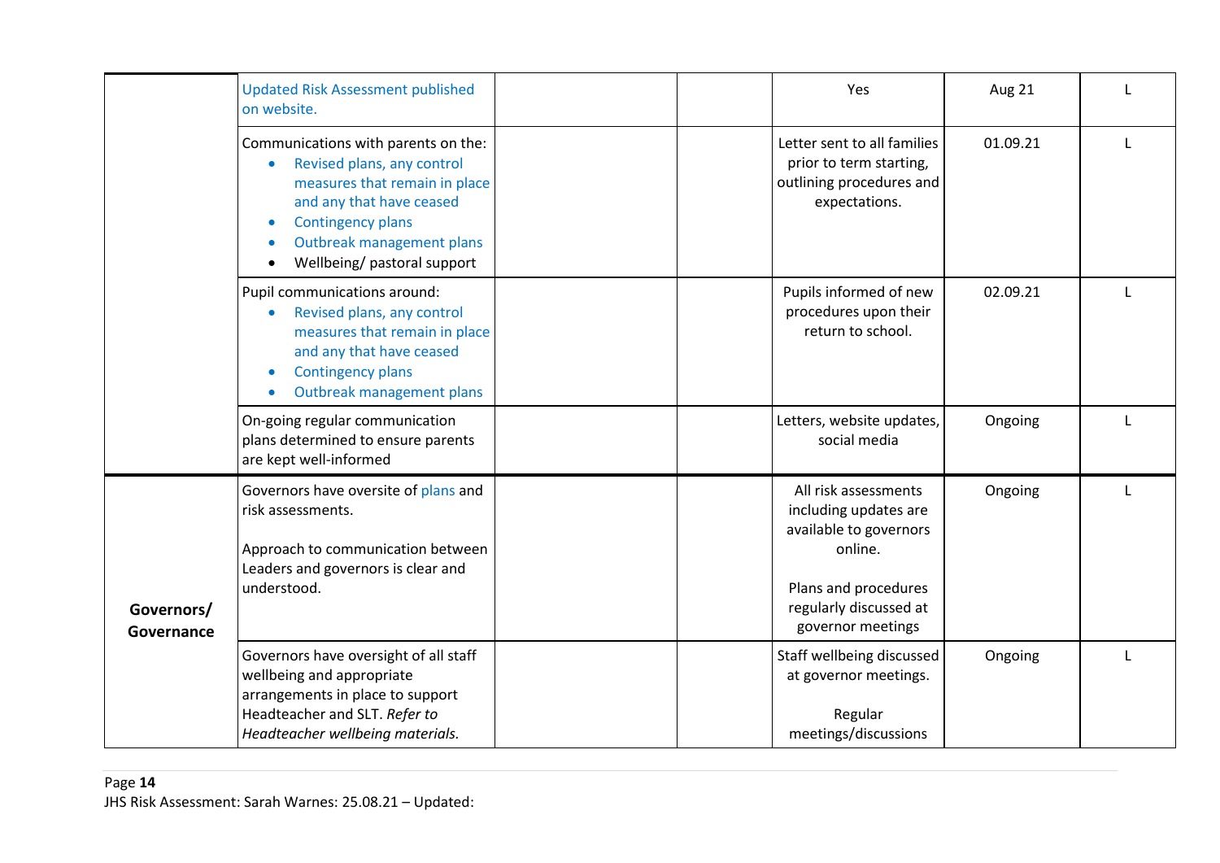| | | | | | | |
|---|---|---|---|---|---|---|
| | Updated Risk Assessment published on website. | | | Yes | Aug 21 | L |
| | Communications with parents on the:<br>• Revised plans, any control measures that remain in place and any that have ceased<br>• Contingency plans<br>• Outbreak management plans<br>• Wellbeing/ pastoral support | | | Letter sent to all families prior to term starting, outlining procedures and expectations. | 01.09.21 | L |
| | Pupil communications around:<br>• Revised plans, any control measures that remain in place and any that have ceased<br>• Contingency plans<br>• Outbreak management plans | | | Pupils informed of new procedures upon their return to school. | 02.09.21 | L |
| | On-going regular communication plans determined to ensure parents are kept well-informed | | | Letters, website updates, social media | Ongoing | L |
| **Governors/ Governance** | Governors have oversite of plans and risk assessments.<br><br>Approach to communication between Leaders and governors is clear and understood. | | | All risk assessments including updates are available to governors online.<br><br>Plans and procedures regularly discussed at governor meetings | Ongoing | L |
| | Governors have oversight of all staff wellbeing and appropriate arrangements in place to support Headteacher and SLT. *Refer to Headteacher wellbeing materials.* | | | Staff wellbeing discussed at governor meetings.<br><br>Regular meetings/discussions | Ongoing | L |

JHS Risk Assessment: Sarah Warnes: 25.08.21 – Updated: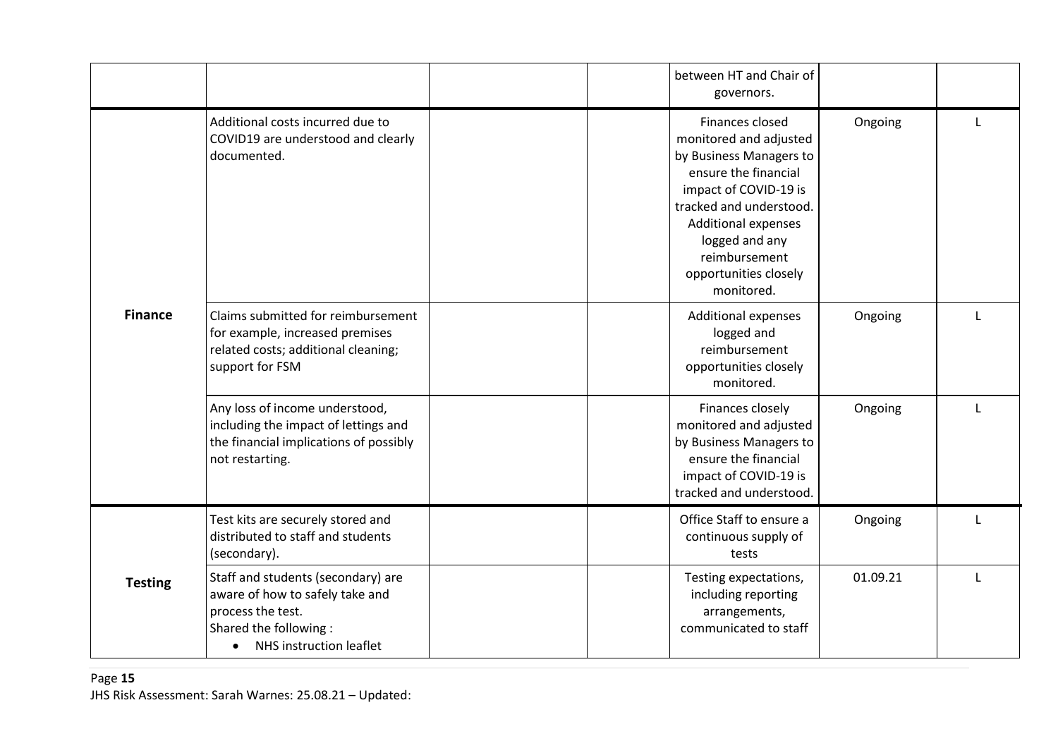| | | | | | | |
|---|---|---|---|---|---|---|
| | | | | between HT and Chair of governors. | | |
| **Finance** | Additional costs incurred due to COVID19 are understood and clearly documented. | | | Finances closed monitored and adjusted by Business Managers to ensure the financial impact of COVID-19 is tracked and understood. Additional expenses logged and any reimbursement opportunities closely monitored. | Ongoing | L |
| | Claims submitted for reimbursement for example, increased premises related costs; additional cleaning; support for FSM | | | Additional expenses logged and reimbursement opportunities closely monitored. | Ongoing | L |
| | Any loss of income understood, including the impact of lettings and the financial implications of possibly not restarting. | | | Finances closely monitored and adjusted by Business Managers to ensure the financial impact of COVID-19 is tracked and understood. | Ongoing | L |
| **Testing** | Test kits are securely stored and distributed to staff and students (secondary). | | | Office Staff to ensure a continuous supply of tests | Ongoing | L |
| | Staff and students (secondary) are aware of how to safely take and process the test.<br>Shared the following :<br>• NHS instruction leaflet | | | Testing expectations, including reporting arrangements, communicated to staff | 01.09.21 | L |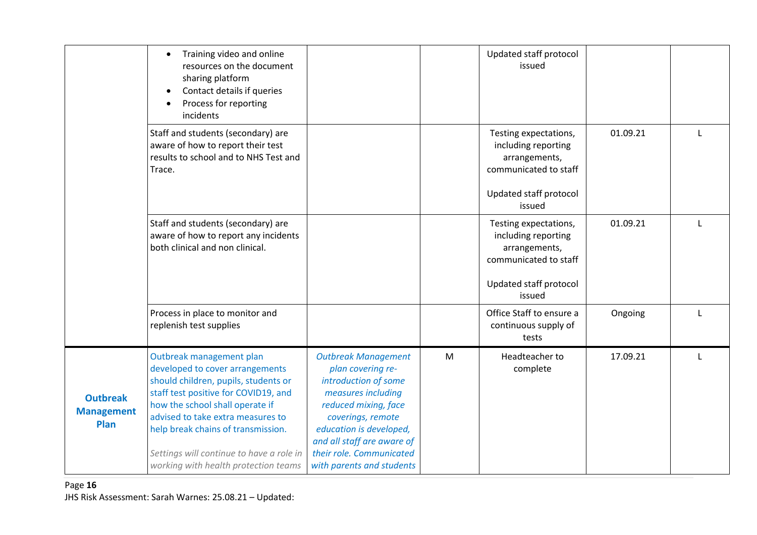| | | | | | | |
|---|---|---|---|---|---|---|
| | • Training video and online resources on the document sharing platform<br>• Contact details if queries<br>• Process for reporting incidents | | | Updated staff protocol issued | | |
| | Staff and students (secondary) are aware of how to report their test results to school and to NHS Test and Trace. | | | Testing expectations, including reporting arrangements, communicated to staff<br><br>Updated staff protocol issued | 01.09.21 | L |
| | Staff and students (secondary) are aware of how to report any incidents both clinical and non clinical. | | | Testing expectations, including reporting arrangements, communicated to staff<br><br>Updated staff protocol issued | 01.09.21 | L |
| | Process in place to monitor and replenish test supplies | | | Office Staff to ensure a continuous supply of tests | Ongoing | L |
| **Outbreak Management Plan** | Outbreak management plan developed to cover arrangements should children, pupils, students or staff test positive for COVID19, and how the school shall operate if advised to take extra measures to help break chains of transmission.<br><br>*Settings will continue to have a role in working with health protection teams* | *Outbreak Management plan covering re-introduction of some measures including reduced mixing, face coverings, remote education is developed, and all staff are aware of their role. Communicated with parents and students* | M | Headteacher to complete | 17.09.21 | L |

JHS Risk Assessment: Sarah Warnes: 25.08.21 – Updated: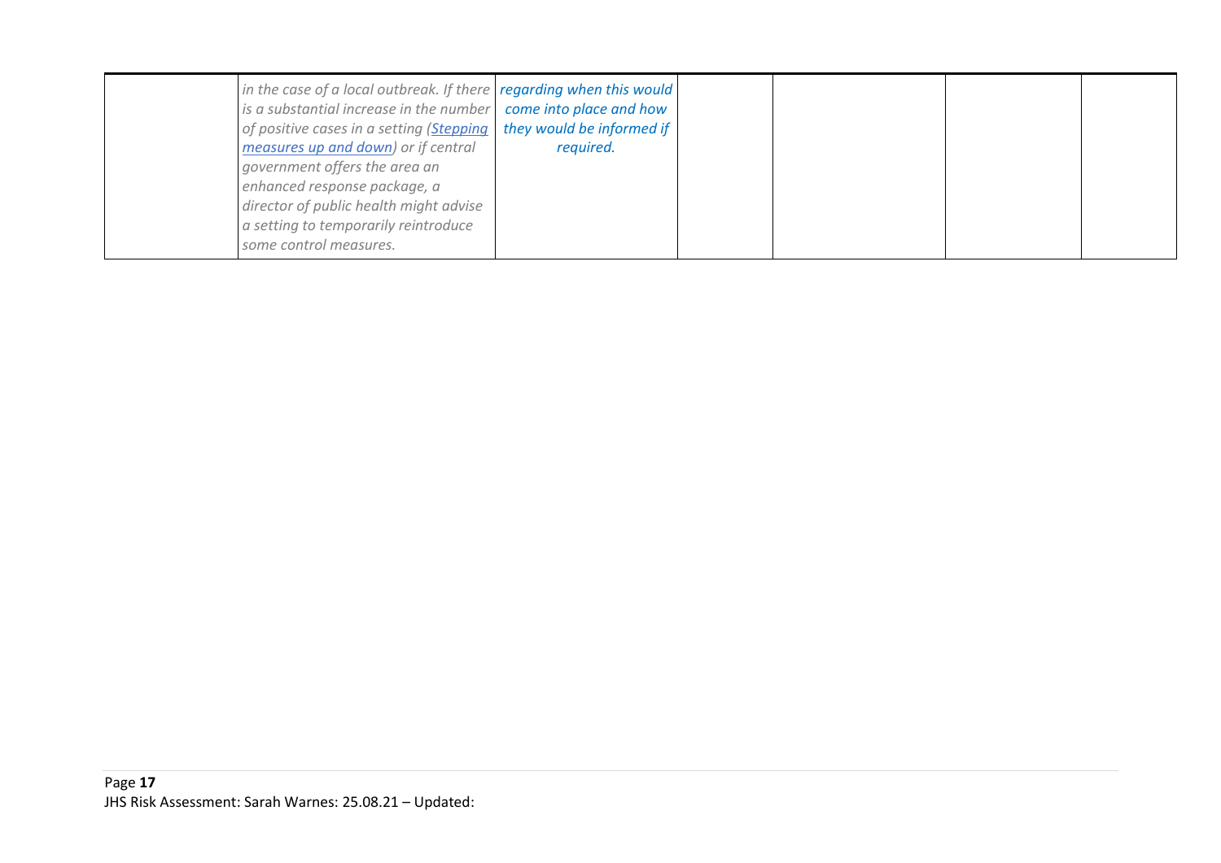| | | | | | | |
|---|---|---|---|---|---|---|
| | *in the case of a local outbreak. If there is a substantial increase in the number of positive cases in a setting (Stepping measures up and down) or if central government offers the area an enhanced response package, a director of public health might advise a setting to temporarily reintroduce some control measures.* | ***regarding when this would come into place and how they would be informed if required.*** | | | | |

JHS Risk Assessment: Sarah Warnes: 25.08.21 – Updated: